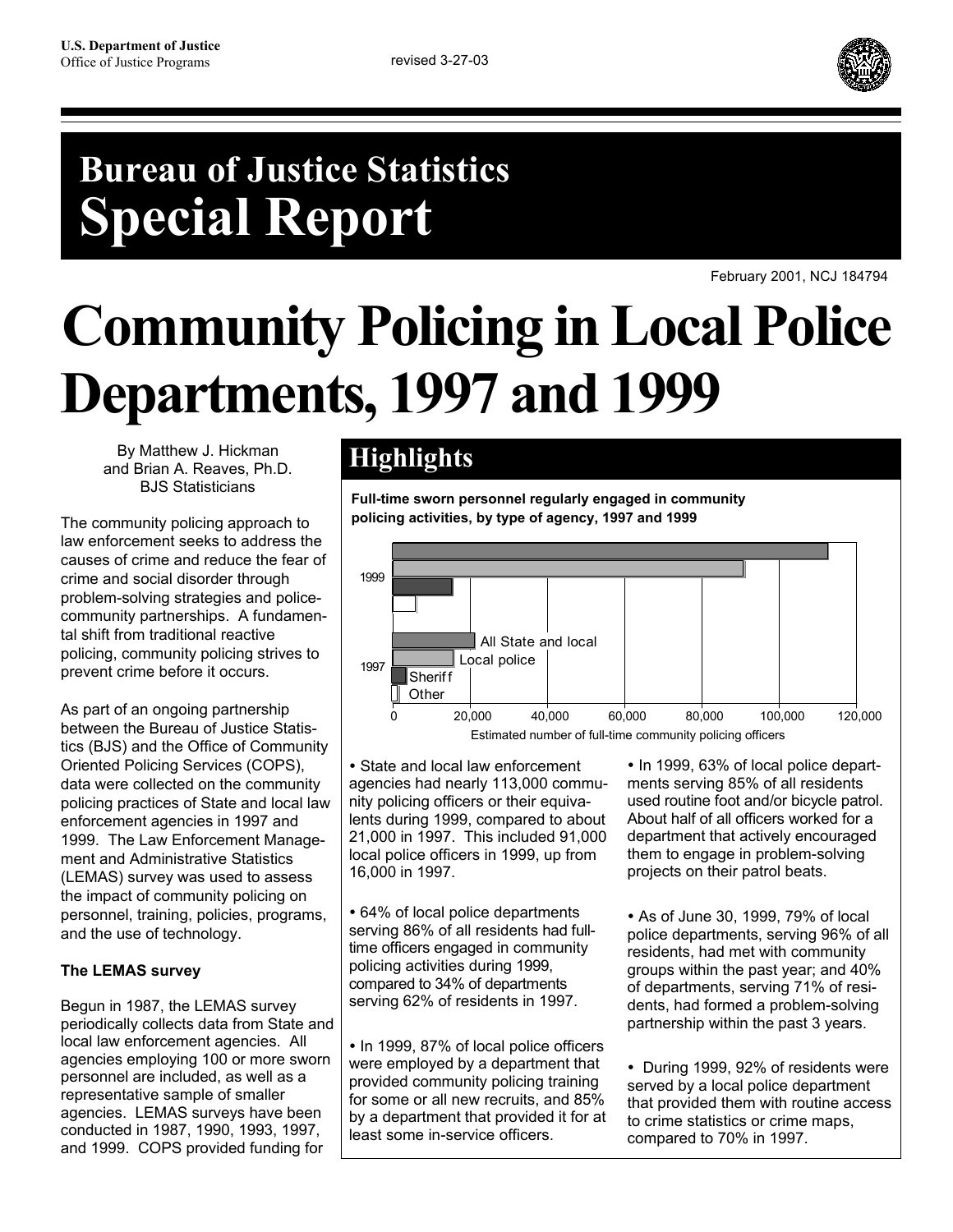U.S. Department of Justice
Office of Justice Programs

revised 3-27-03

# Bureau of Justice Statistics Special Report

February 2001, NCJ 184794

# Community Policing in Local Police Departments, 1997 and 1999

By Matthew J. Hickman
and Brian A. Reaves, Ph.D.
BJS Statisticians

The community policing approach to law enforcement seeks to address the causes of crime and reduce the fear of crime and social disorder through problem-solving strategies and police-community partnerships. A fundamental shift from traditional reactive policing, community policing strives to prevent crime before it occurs.

As part of an ongoing partnership between the Bureau of Justice Statistics (BJS) and the Office of Community Oriented Policing Services (COPS), data were collected on the community policing practices of State and local law enforcement agencies in 1997 and 1999. The Law Enforcement Management and Administrative Statistics (LEMAS) survey was used to assess the impact of community policing on personnel, training, policies, programs, and the use of technology.

### The LEMAS survey

Begun in 1987, the LEMAS survey periodically collects data from State and local law enforcement agencies. All agencies employing 100 or more sworn personnel are included, as well as a representative sample of smaller agencies. LEMAS surveys have been conducted in 1987, 1990, 1993, 1997, and 1999. COPS provided funding for

## Highlights

**Full-time sworn personnel regularly engaged in community policing activities, by type of agency, 1997 and 1999**

1999
1997
All State and local
Local police
Sheriff
Other
0
20,000
40,000
60,000
80,000
100,000
120,000
Estimated number of full-time community policing officers

- State and local law enforcement agencies had nearly 113,000 community policing officers or their equivalents during 1999, compared to about 21,000 in 1997. This included 91,000 local police officers in 1999, up from 16,000 in 1997.

- 64% of local police departments serving 86% of all residents had full-time officers engaged in community policing activities during 1999, compared to 34% of departments serving 62% of residents in 1997.

- In 1999, 87% of local police officers were employed by a department that provided community policing training for some or all new recruits, and 85% by a department that provided it for at least some in-service officers.

- In 1999, 63% of local police departments serving 85% of all residents used routine foot and/or bicycle patrol. About half of all officers worked for a department that actively encouraged them to engage in problem-solving projects on their patrol beats.

- As of June 30, 1999, 79% of local police departments, serving 96% of all residents, had met with community groups within the past year; and 40% of departments, serving 71% of residents, had formed a problem-solving partnership within the past 3 years.

- During 1999, 92% of residents were served by a local police department that provided them with routine access to crime statistics or crime maps, compared to 70% in 1997.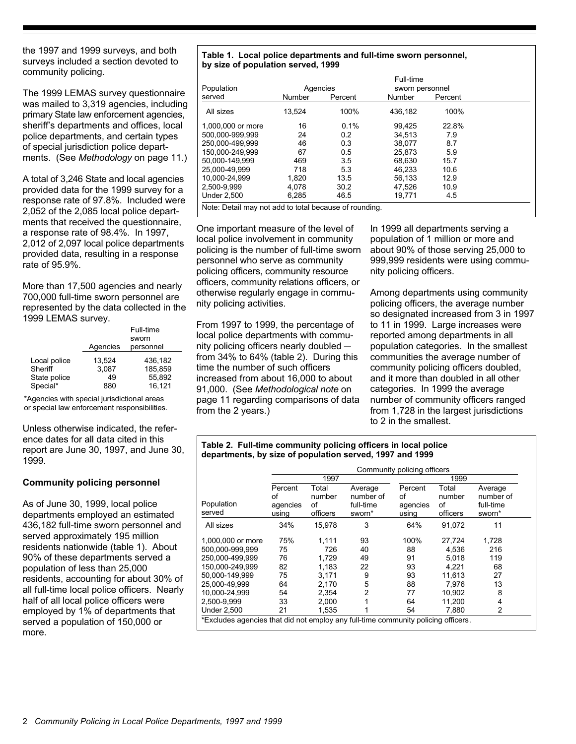the 1997 and 1999 surveys, and both surveys included a section devoted to community policing.

The 1999 LEMAS survey questionnaire was mailed to 3,319 agencies, including primary State law enforcement agencies, sheriff's departments and offices, local police departments, and certain types of special jurisdiction police departments. (See *Methodology* on page 11.)

A total of 3,246 State and local agencies provided data for the 1999 survey for a response rate of 97.8%. Included were 2,052 of the 2,085 local police departments that received the questionnaire, a response rate of 98.4%. In 1997, 2,012 of 2,097 local police departments provided data, resulting in a response rate of 95.9%.

More than 17,500 agencies and nearly 700,000 full-time sworn personnel are represented by the data collected in the 1999 LEMAS survey.

| | Agencies | Full-time sworn personnel |
|---|---|---|
| Local police | 13,524 | 436,182 |
| Sheriff | 3,087 | 185,859 |
| State police | 49 | 55,892 |
| Special* | 880 | 16,121 |

*Agencies with special jurisdictional areas or special law enforcement responsibilities.

Unless otherwise indicated, the reference dates for all data cited in this report are June 30, 1997, and June 30, 1999.

### Community policing personnel

As of June 30, 1999, local police departments employed an estimated 436,182 full-time sworn personnel and served approximately 195 million residents nationwide (table 1). About 90% of these departments served a population of less than 25,000 residents, accounting for about 30% of all full-time local police officers. Nearly half of all local police officers were employed by 1% of departments that served a population of 150,000 or more.

**Table 1. Local police departments and full-time sworn personnel, by size of population served, 1999**

| Population served | Agencies | | Full-time sworn personnel | |
|---|---|---|---|---|
| | Number | Percent | Number | Percent |
| All sizes | 13,524 | 100% | 436,182 | 100% |
| 1,000,000 or more | 16 | 0.1% | 99,425 | 22.8% |
| 500,000-999,999 | 24 | 0.2 | 34,513 | 7.9 |
| 250,000-499,999 | 46 | 0.3 | 38,077 | 8.7 |
| 150,000-249,999 | 67 | 0.5 | 25,873 | 5.9 |
| 50,000-149,999 | 469 | 3.5 | 68,630 | 15.7 |
| 25,000-49,999 | 718 | 5.3 | 46,233 | 10.6 |
| 10,000-24,999 | 1,820 | 13.5 | 56,133 | 12.9 |
| 2,500-9,999 | 4,078 | 30.2 | 47,526 | 10.9 |
| Under 2,500 | 6,285 | 46.5 | 19,771 | 4.5 |

Note: Detail may not add to total because of rounding.

One important measure of the level of local police involvement in community policing is the number of full-time sworn personnel who serve as community policing officers, community resource officers, community relations officers, or otherwise regularly engage in community policing activities.

From 1997 to 1999, the percentage of local police departments with community policing officers nearly doubled — from 34% to 64% (table 2). During this time the number of such officers increased from about 16,000 to about 91,000. (See *Methodological note* on page 11 regarding comparisons of data from the 2 years.)

In 1999 all departments serving a population of 1 million or more and about 90% of those serving 25,000 to 999,999 residents were using community policing officers.

Among departments using community policing officers, the average number so designated increased from 3 in 1997 to 11 in 1999. Large increases were reported among departments in all population categories. In the smallest communities the average number of community policing officers doubled, and it more than doubled in all other categories. In 1999 the average number of community officers ranged from 1,728 in the largest jurisdictions to 2 in the smallest.

**Table 2. Full-time community policing officers in local police departments, by size of population served, 1997 and 1999**

| | Community policing officers | | | | | |
|---|---|---|---|---|---|---|
| | 1997 | | | 1999 | | |
| Population served | Percent of agencies using | Total number of officers | Average number of full-time sworn* | Percent of agencies using | Total number of officers | Average number of full-time sworn* |
| All sizes | 34% | 15,978 | 3 | 64% | 91,072 | 11 |
| 1,000,000 or more | 75% | 1,111 | 93 | 100% | 27,724 | 1,728 |
| 500,000-999,999 | 75 | 726 | 40 | 88 | 4,536 | 216 |
| 250,000-499,999 | 76 | 1,729 | 49 | 91 | 5,018 | 119 |
| 150,000-249,999 | 82 | 1,183 | 22 | 93 | 4,221 | 68 |
| 50,000-149,999 | 75 | 3,171 | 9 | 93 | 11,613 | 27 |
| 25,000-49,999 | 64 | 2,170 | 5 | 88 | 7,976 | 13 |
| 10,000-24,999 | 54 | 2,354 | 2 | 77 | 10,902 | 8 |
| 2,500-9,999 | 33 | 2,000 | 1 | 64 | 11,200 | 4 |
| Under 2,500 | 21 | 1,535 | 1 | 54 | 7,880 | 2 |

*Excludes agencies that did not employ any full-time community policing officers.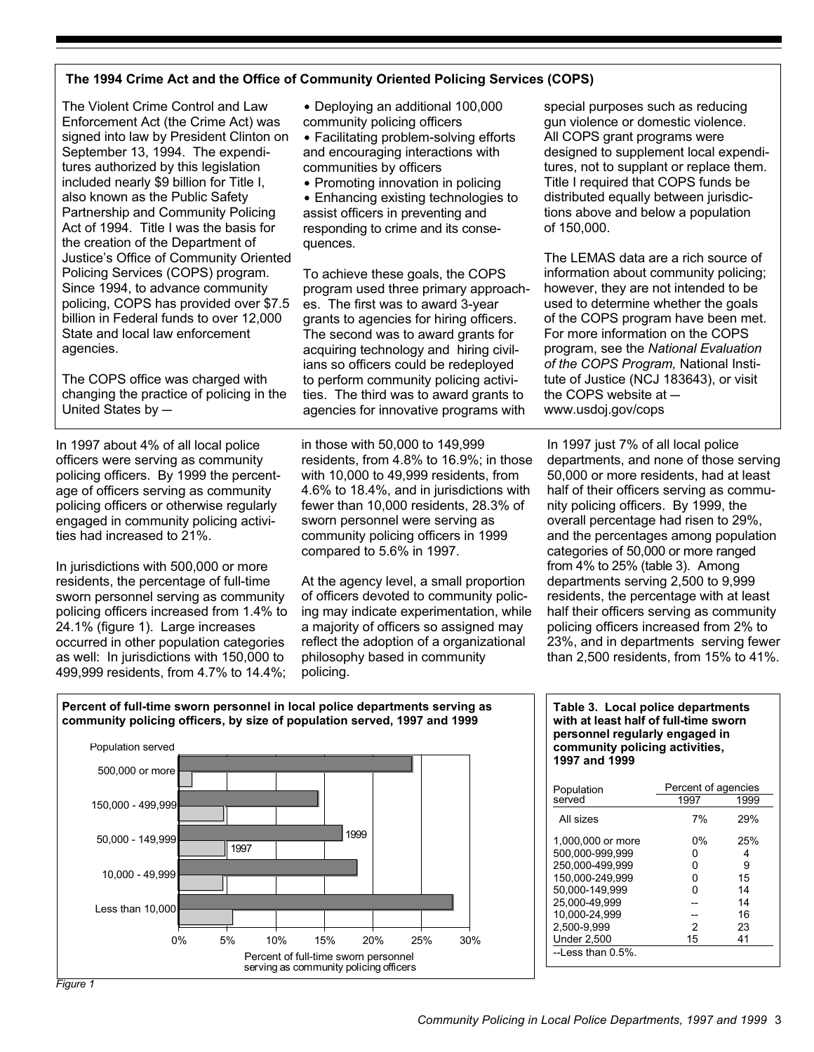### The 1994 Crime Act and the Office of Community Oriented Policing Services (COPS)

The Violent Crime Control and Law Enforcement Act (the Crime Act) was signed into law by President Clinton on September 13, 1994. The expenditures authorized by this legislation included nearly $9 billion for Title I, also known as the Public Safety Partnership and Community Policing Act of 1994. Title I was the basis for the creation of the Department of Justice's Office of Community Oriented Policing Services (COPS) program. Since 1994, to advance community policing, COPS has provided over $7.5 billion in Federal funds to over 12,000 State and local law enforcement agencies.

The COPS office was charged with changing the practice of policing in the United States by —

- Deploying an additional 100,000 community policing officers
- Facilitating problem-solving efforts and encouraging interactions with communities by officers
- Promoting innovation in policing
- Enhancing existing technologies to assist officers in preventing and responding to crime and its consequences.

To achieve these goals, the COPS program used three primary approaches. The first was to award 3-year grants to agencies for hiring officers. The second was to award grants for acquiring technology and hiring civilians so officers could be redeployed to perform community policing activities. The third was to award grants to agencies for innovative programs with special purposes such as reducing gun violence or domestic violence. All COPS grant programs were designed to supplement local expenditures, not to supplant or replace them. Title I required that COPS funds be distributed equally between jurisdictions above and below a population of 150,000.

The LEMAS data are a rich source of information about community policing; however, they are not intended to be used to determine whether the goals of the COPS program have been met. For more information on the COPS program, see the *National Evaluation of the COPS Program,* National Institute of Justice (NCJ 183643), or visit the COPS website at — www.usdoj.gov/cops

In 1997 about 4% of all local police officers were serving as community policing officers. By 1999 the percentage of officers serving as community policing officers or otherwise regularly engaged in community policing activities had increased to 21%.

In jurisdictions with 500,000 or more residents, the percentage of full-time sworn personnel serving as community policing officers increased from 1.4% to 24.1% (figure 1). Large increases occurred in other population categories as well: In jurisdictions with 150,000 to 499,999 residents, from 4.7% to 14.4%; in those with 50,000 to 149,999 residents, from 4.8% to 16.9%; in those with 10,000 to 49,999 residents, from 4.6% to 18.4%, and in jurisdictions with fewer than 10,000 residents, 28.3% of sworn personnel were serving as community policing officers in 1999 compared to 5.6% in 1997.

At the agency level, a small proportion of officers devoted to community policing may indicate experimentation, while a majority of officers so assigned may reflect the adoption of a organizational philosophy based in community policing.

In 1997 just 7% of all local police departments, and none of those serving 50,000 or more residents, had at least half of their officers serving as community policing officers. By 1999, the overall percentage had risen to 29%, and the percentages among population categories of 50,000 or more ranged from 4% to 25% (table 3). Among departments serving 2,500 to 9,999 residents, the percentage with at least half their officers serving as community policing officers increased from 2% to 23%, and in departments serving fewer than 2,500 residents, from 15% to 41%.

**Percent of full-time sworn personnel in local police departments serving as community policing officers, by size of population served, 1997 and 1999**

Population served
500,000 or more
150,000 - 499,999
50,000 - 149,999
10,000 - 49,999
Less than 10,000
1999
1997
0% 5% 10% 15% 20% 25% 30%
Percent of full-time sworn personnel serving as community policing officers

*Figure 1*

**Table 3. Local police departments with at least half of full-time sworn personnel regularly engaged in community policing activities, 1997 and 1999**

| Population served | Percent of agencies | |
|---|---|---|
| | 1997 | 1999 |
| All sizes | 7% | 29% |
| 1,000,000 or more | 0% | 25% |
| 500,000-999,999 | 0 | 4 |
| 250,000-499,999 | 0 | 9 |
| 150,000-249,999 | 0 | 15 |
| 50,000-149,999 | 0 | 14 |
| 25,000-49,999 | -- | 14 |
| 10,000-24,999 | -- | 16 |
| 2,500-9,999 | 2 | 23 |
| Under 2,500 | 15 | 41 |

--Less than 0.5%.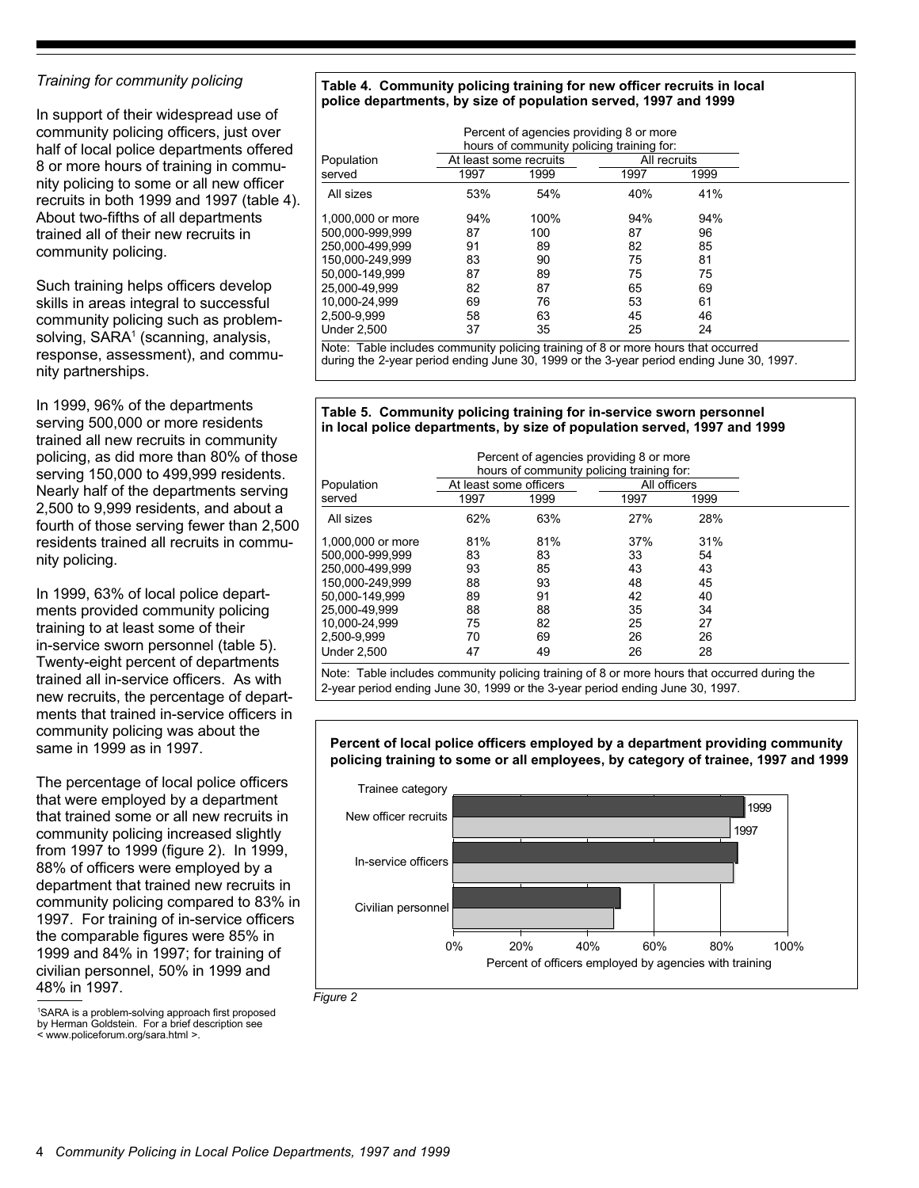*Training for community policing*

In support of their widespread use of community policing officers, just over half of local police departments offered 8 or more hours of training in community policing to some or all new officer recruits in both 1999 and 1997 (table 4). About two-fifths of all departments trained all of their new recruits in community policing.

Such training helps officers develop skills in areas integral to successful community policing such as problem-solving, SARA[1] (scanning, analysis, response, assessment), and community partnerships.

In 1999, 96% of the departments serving 500,000 or more residents trained all new recruits in community policing, as did more than 80% of those serving 150,000 to 499,999 residents. Nearly half of the departments serving 2,500 to 9,999 residents, and about a fourth of those serving fewer than 2,500 residents trained all recruits in community policing.

In 1999, 63% of local police departments provided community policing training to at least some of their in-service sworn personnel (table 5). Twenty-eight percent of departments trained all in-service officers. As with new recruits, the percentage of departments that trained in-service officers in community policing was about the same in 1999 as in 1997.

The percentage of local police officers that were employed by a department that trained some or all new recruits in community policing increased slightly from 1997 to 1999 (figure 2). In 1999, 88% of officers were employed by a department that trained new recruits in community policing compared to 83% in 1997. For training of in-service officers the comparable figures were 85% in 1999 and 84% in 1997; for training of civilian personnel, 50% in 1999 and 48% in 1997.

[1]SARA is a problem-solving approach first proposed by Herman Goldstein. For a brief description see < www.policeforum.org/sara.html >.

**Table 4. Community policing training for new officer recruits in local police departments, by size of population served, 1997 and 1999**

| Population served | Percent of agencies providing 8 or more hours of community policing training for: At least some recruits 1997 | At least some recruits 1999 | All recruits 1997 | All recruits 1999 |
|---|---|---|---|---|
| All sizes | 53% | 54% | 40% | 41% |
| 1,000,000 or more | 94% | 100% | 94% | 94% |
| 500,000-999,999 | 87 | 100 | 87 | 96 |
| 250,000-499,999 | 91 | 89 | 82 | 85 |
| 150,000-249,999 | 83 | 90 | 75 | 81 |
| 50,000-149,999 | 87 | 89 | 75 | 75 |
| 25,000-49,999 | 82 | 87 | 65 | 69 |
| 10,000-24,999 | 69 | 76 | 53 | 61 |
| 2,500-9,999 | 58 | 63 | 45 | 46 |
| Under 2,500 | 37 | 35 | 25 | 24 |

Note: Table includes community policing training of 8 or more hours that occurred during the 2-year period ending June 30, 1999 or the 3-year period ending June 30, 1997.

**Table 5. Community policing training for in-service sworn personnel in local police departments, by size of population served, 1997 and 1999**

| Population served | Percent of agencies providing 8 or more hours of community policing training for: At least some officers 1997 | At least some officers 1999 | All officers 1997 | All officers 1999 |
|---|---|---|---|---|
| All sizes | 62% | 63% | 27% | 28% |
| 1,000,000 or more | 81% | 81% | 37% | 31% |
| 500,000-999,999 | 83 | 83 | 33 | 54 |
| 250,000-499,999 | 93 | 85 | 43 | 43 |
| 150,000-249,999 | 88 | 93 | 48 | 45 |
| 50,000-149,999 | 89 | 91 | 42 | 40 |
| 25,000-49,999 | 88 | 88 | 35 | 34 |
| 10,000-24,999 | 75 | 82 | 25 | 27 |
| 2,500-9,999 | 70 | 69 | 26 | 26 |
| Under 2,500 | 47 | 49 | 26 | 28 |

Note: Table includes community policing training of 8 or more hours that occurred during the 2-year period ending June 30, 1999 or the 3-year period ending June 30, 1997.

**Percent of local police officers employed by a department providing community policing training to some or all employees, by category of trainee, 1997 and 1999**

Trainee category

New officer recruits

In-service officers

Civilian personnel

1999

1997

0% 20% 40% 60% 80% 100%

Percent of officers employed by agencies with training

*Figure 2*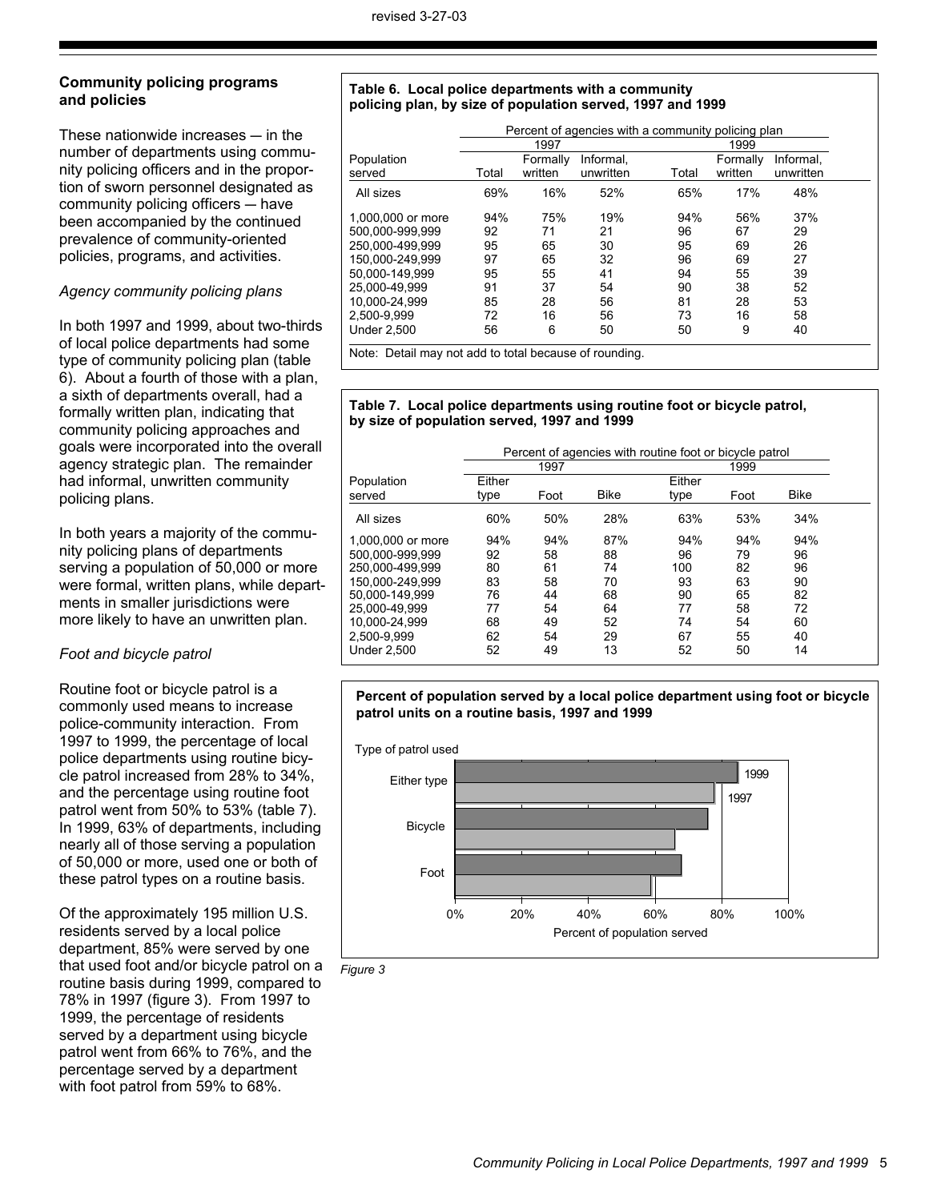revised 3-27-03

## Community policing programs and policies

These nationwide increases — in the number of departments using community policing officers and in the proportion of sworn personnel designated as community policing officers — have been accompanied by the continued prevalence of community-oriented policies, programs, and activities.

*Agency community policing plans*

In both 1997 and 1999, about two-thirds of local police departments had some type of community policing plan (table 6). About a fourth of those with a plan, a sixth of departments overall, had a formally written plan, indicating that community policing approaches and goals were incorporated into the overall agency strategic plan. The remainder had informal, unwritten community policing plans.

In both years a majority of the community policing plans of departments serving a population of 50,000 or more were formal, written plans, while departments in smaller jurisdictions were more likely to have an unwritten plan.

*Foot and bicycle patrol*

Routine foot or bicycle patrol is a commonly used means to increase police-community interaction. From 1997 to 1999, the percentage of local police departments using routine bicycle patrol increased from 28% to 34%, and the percentage using routine foot patrol went from 50% to 53% (table 7). In 1999, 63% of departments, including nearly all of those serving a population of 50,000 or more, used one or both of these patrol types on a routine basis.

Of the approximately 195 million U.S. residents served by a local police department, 85% were served by one that used foot and/or bicycle patrol on a routine basis during 1999, compared to 78% in 1997 (figure 3). From 1997 to 1999, the percentage of residents served by a department using bicycle patrol went from 66% to 76%, and the percentage served by a department with foot patrol from 59% to 68%.

**Table 6. Local police departments with a community policing plan, by size of population served, 1997 and 1999**

| | Percent of agencies with a community policing plan | | | | | |
|---|---|---|---|---|---|---|
| | 1997 | | | 1999 | | |
| Population served | Total | Formally written | Informal, unwritten | Total | Formally written | Informal, unwritten |
| All sizes | 69% | 16% | 52% | 65% | 17% | 48% |
| 1,000,000 or more | 94% | 75% | 19% | 94% | 56% | 37% |
| 500,000-999,999 | 92 | 71 | 21 | 96 | 67 | 29 |
| 250,000-499,999 | 95 | 65 | 30 | 95 | 69 | 26 |
| 150,000-249,999 | 97 | 65 | 32 | 96 | 69 | 27 |
| 50,000-149,999 | 95 | 55 | 41 | 94 | 55 | 39 |
| 25,000-49,999 | 91 | 37 | 54 | 90 | 38 | 52 |
| 10,000-24,999 | 85 | 28 | 56 | 81 | 28 | 53 |
| 2,500-9,999 | 72 | 16 | 56 | 73 | 16 | 58 |
| Under 2,500 | 56 | 6 | 50 | 50 | 9 | 40 |

Note: Detail may not add to total because of rounding.

**Table 7. Local police departments using routine foot or bicycle patrol, by size of population served, 1997 and 1999**

| | Percent of agencies with routine foot or bicycle patrol | | | | | |
|---|---|---|---|---|---|---|
| | 1997 | | | 1999 | | |
| Population served | Either type | Foot | Bike | Either type | Foot | Bike |
| All sizes | 60% | 50% | 28% | 63% | 53% | 34% |
| 1,000,000 or more | 94% | 94% | 87% | 94% | 94% | 94% |
| 500,000-999,999 | 92 | 58 | 88 | 96 | 79 | 96 |
| 250,000-499,999 | 80 | 61 | 74 | 100 | 82 | 96 |
| 150,000-249,999 | 83 | 58 | 70 | 93 | 63 | 90 |
| 50,000-149,999 | 76 | 44 | 68 | 90 | 65 | 82 |
| 25,000-49,999 | 77 | 54 | 64 | 77 | 58 | 72 |
| 10,000-24,999 | 68 | 49 | 52 | 74 | 54 | 60 |
| 2,500-9,999 | 62 | 54 | 29 | 67 | 55 | 40 |
| Under 2,500 | 52 | 49 | 13 | 52 | 50 | 14 |

**Percent of population served by a local police department using foot or bicycle patrol units on a routine basis, 1997 and 1999**

Type of patrol used

Either type

Bicycle

Foot

1999

1997

0%
20%
40%
60%
80%
100%

Percent of population served

*Figure 3*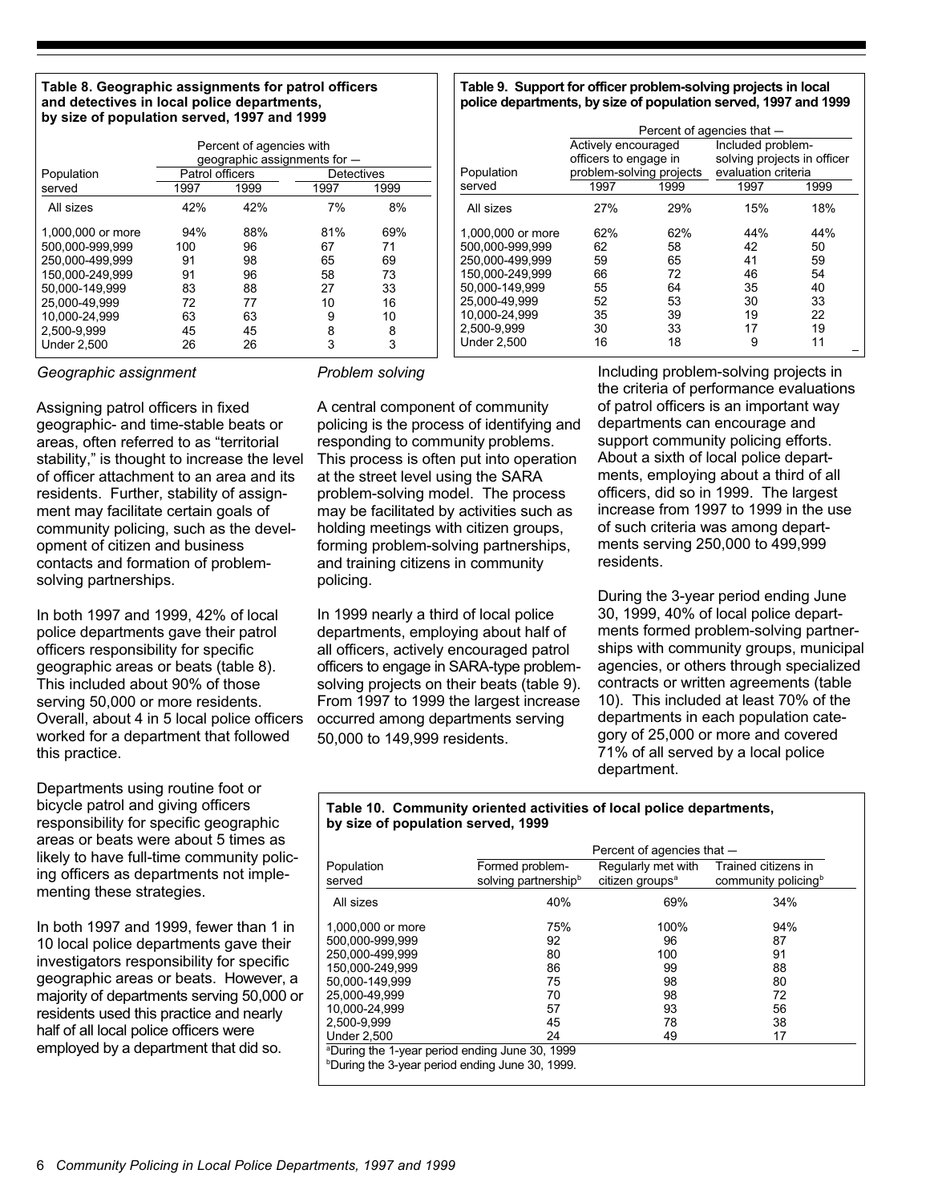**Table 8. Geographic assignments for patrol officers and detectives in local police departments, by size of population served, 1997 and 1999**

| Population served | Percent of agencies with geographic assignments for — Patrol officers 1997 | Patrol officers 1999 | Detectives 1997 | Detectives 1999 |
|---|---|---|---|---|
| All sizes | 42% | 42% | 7% | 8% |
| 1,000,000 or more | 94% | 88% | 81% | 69% |
| 500,000-999,999 | 100 | 96 | 67 | 71 |
| 250,000-499,999 | 91 | 98 | 65 | 69 |
| 150,000-249,999 | 91 | 96 | 58 | 73 |
| 50,000-149,999 | 83 | 88 | 27 | 33 |
| 25,000-49,999 | 72 | 77 | 10 | 16 |
| 10,000-24,999 | 63 | 63 | 9 | 10 |
| 2,500-9,999 | 45 | 45 | 8 | 8 |
| Under 2,500 | 26 | 26 | 3 | 3 |

**Table 9. Support for officer problem-solving projects in local police departments, by size of population served, 1997 and 1999**

| Population served | Percent of agencies that — Actively encouraged officers to engage in problem-solving projects 1997 | Actively encouraged 1999 | Included problem-solving projects in officer evaluation criteria 1997 | Included 1999 |
|---|---|---|---|---|
| All sizes | 27% | 29% | 15% | 18% |
| 1,000,000 or more | 62% | 62% | 44% | 44% |
| 500,000-999,999 | 62 | 58 | 42 | 50 |
| 250,000-499,999 | 59 | 65 | 41 | 59 |
| 150,000-249,999 | 66 | 72 | 46 | 54 |
| 50,000-149,999 | 55 | 64 | 35 | 40 |
| 25,000-49,999 | 52 | 53 | 30 | 33 |
| 10,000-24,999 | 35 | 39 | 19 | 22 |
| 2,500-9,999 | 30 | 33 | 17 | 19 |
| Under 2,500 | 16 | 18 | 9 | 11 |

*Geographic assignment*

Assigning patrol officers in fixed geographic- and time-stable beats or areas, often referred to as "territorial stability," is thought to increase the level of officer attachment to an area and its residents. Further, stability of assignment may facilitate certain goals of community policing, such as the development of citizen and business contacts and formation of problem-solving partnerships.

In both 1997 and 1999, 42% of local police departments gave their patrol officers responsibility for specific geographic areas or beats (table 8). This included about 90% of those serving 50,000 or more residents. Overall, about 4 in 5 local police officers worked for a department that followed this practice.

Departments using routine foot or bicycle patrol and giving officers responsibility for specific geographic areas or beats were about 5 times as likely to have full-time community policing officers as departments not implementing these strategies.

In both 1997 and 1999, fewer than 1 in 10 local police departments gave their investigators responsibility for specific geographic areas or beats. However, a majority of departments serving 50,000 or residents used this practice and nearly half of all local police officers were employed by a department that did so.

*Problem solving*

A central component of community policing is the process of identifying and responding to community problems. This process is often put into operation at the street level using the SARA problem-solving model. The process may be facilitated by activities such as holding meetings with citizen groups, forming problem-solving partnerships, and training citizens in community policing.

In 1999 nearly a third of local police departments, employing about half of all officers, actively encouraged patrol officers to engage in SARA-type problem-solving projects on their beats (table 9). From 1997 to 1999 the largest increase occurred among departments serving 50,000 to 149,999 residents.

Including problem-solving projects in the criteria of performance evaluations of patrol officers is an important way departments can encourage and support community policing efforts. About a sixth of local police departments, employing about a third of all officers, did so in 1999. The largest increase from 1997 to 1999 in the use of such criteria was among departments serving 250,000 to 499,999 residents.

During the 3-year period ending June 30, 1999, 40% of local police departments formed problem-solving partnerships with community groups, municipal agencies, or others through specialized contracts or written agreements (table 10). This included at least 70% of the departments in each population category of 25,000 or more and covered 71% of all served by a local police department.

**Table 10. Community oriented activities of local police departments, by size of population served, 1999**

| Population served | Percent of agencies that — Formed problem-solving partnership[b] | Regularly met with citizen groups[a] | Trained citizens in community policing[b] |
|---|---|---|---|
| All sizes | 40% | 69% | 34% |
| 1,000,000 or more | 75% | 100% | 94% |
| 500,000-999,999 | 92 | 96 | 87 |
| 250,000-499,999 | 80 | 100 | 91 |
| 150,000-249,999 | 86 | 99 | 88 |
| 50,000-149,999 | 75 | 98 | 80 |
| 25,000-49,999 | 70 | 98 | 72 |
| 10,000-24,999 | 57 | 93 | 56 |
| 2,500-9,999 | 45 | 78 | 38 |
| Under 2,500 | 24 | 49 | 17 |

[a]During the 1-year period ending June 30, 1999
[b]During the 3-year period ending June 30, 1999.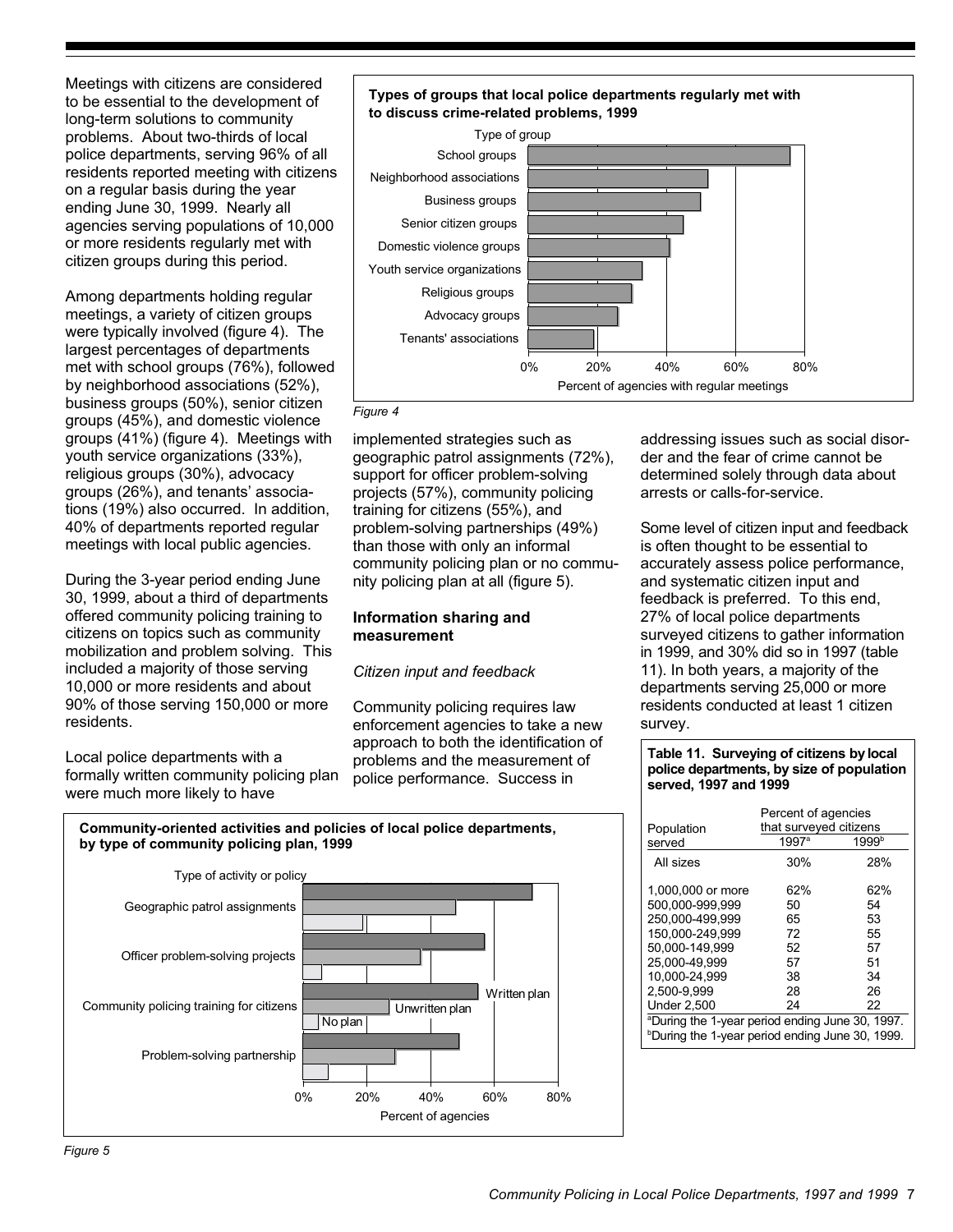Meetings with citizens are considered to be essential to the development of long-term solutions to community problems. About two-thirds of local police departments, serving 96% of all residents reported meeting with citizens on a regular basis during the year ending June 30, 1999. Nearly all agencies serving populations of 10,000 or more residents regularly met with citizen groups during this period.

Among departments holding regular meetings, a variety of citizen groups were typically involved (figure 4). The largest percentages of departments met with school groups (76%), followed by neighborhood associations (52%), business groups (50%), senior citizen groups (45%), and domestic violence groups (41%) (figure 4). Meetings with youth service organizations (33%), religious groups (30%), advocacy groups (26%), and tenants' associations (19%) also occurred. In addition, 40% of departments reported regular meetings with local public agencies.

**Types of groups that local police departments regularly met with to discuss crime-related problems, 1999**

Type of group

School groups
Neighborhood associations
Business groups
Senior citizen groups
Domestic violence groups
Youth service organizations
Religious groups
Advocacy groups
Tenants' associations

0% 20% 40% 60% 80%

Percent of agencies with regular meetings

*Figure 4*

During the 3-year period ending June 30, 1999, about a third of departments offered community policing training to citizens on topics such as community mobilization and problem solving. This included a majority of those serving 10,000 or more residents and about 90% of those serving 150,000 or more residents.

Local police departments with a formally written community policing plan were much more likely to have implemented strategies such as geographic patrol assignments (72%), support for officer problem-solving projects (57%), community policing training for citizens (55%), and problem-solving partnerships (49%) than those with only an informal community policing plan or no community policing plan at all (figure 5).

**Community-oriented activities and policies of local police departments, by type of community policing plan, 1999**

Type of activity or policy

Geographic patrol assignments
Officer problem-solving projects
Community policing training for citizens
Problem-solving partnership

Written plan
Unwritten plan
No plan

0% 20% 40% 60% 80%

Percent of agencies

*Figure 5*

### Information sharing and measurement

*Citizen input and feedback*

Community policing requires law enforcement agencies to take a new approach to both the identification of problems and the measurement of police performance. Success in addressing issues such as social disorder and the fear of crime cannot be determined solely through data about arrests or calls-for-service.

Some level of citizen input and feedback is often thought to be essential to accurately assess police performance, and systematic citizen input and feedback is preferred. To this end, 27% of local police departments surveyed citizens to gather information in 1999, and 30% did so in 1997 (table 11). In both years, a majority of the departments serving 25,000 or more residents conducted at least 1 citizen survey.

**Table 11. Surveying of citizens by local police departments, by size of population served, 1997 and 1999**

| Population served | Percent of agencies that surveyed citizens | |
|---|---|---|
| | 1997[a] | 1999[b] |
| All sizes | 30% | 28% |
| 1,000,000 or more | 62% | 62% |
| 500,000-999,999 | 50 | 54 |
| 250,000-499,999 | 65 | 53 |
| 150,000-249,999 | 72 | 55 |
| 50,000-149,999 | 52 | 57 |
| 25,000-49,999 | 57 | 51 |
| 10,000-24,999 | 38 | 34 |
| 2,500-9,999 | 28 | 26 |
| Under 2,500 | 24 | 22 |

[a]During the 1-year period ending June 30, 1997.
[b]During the 1-year period ending June 30, 1999.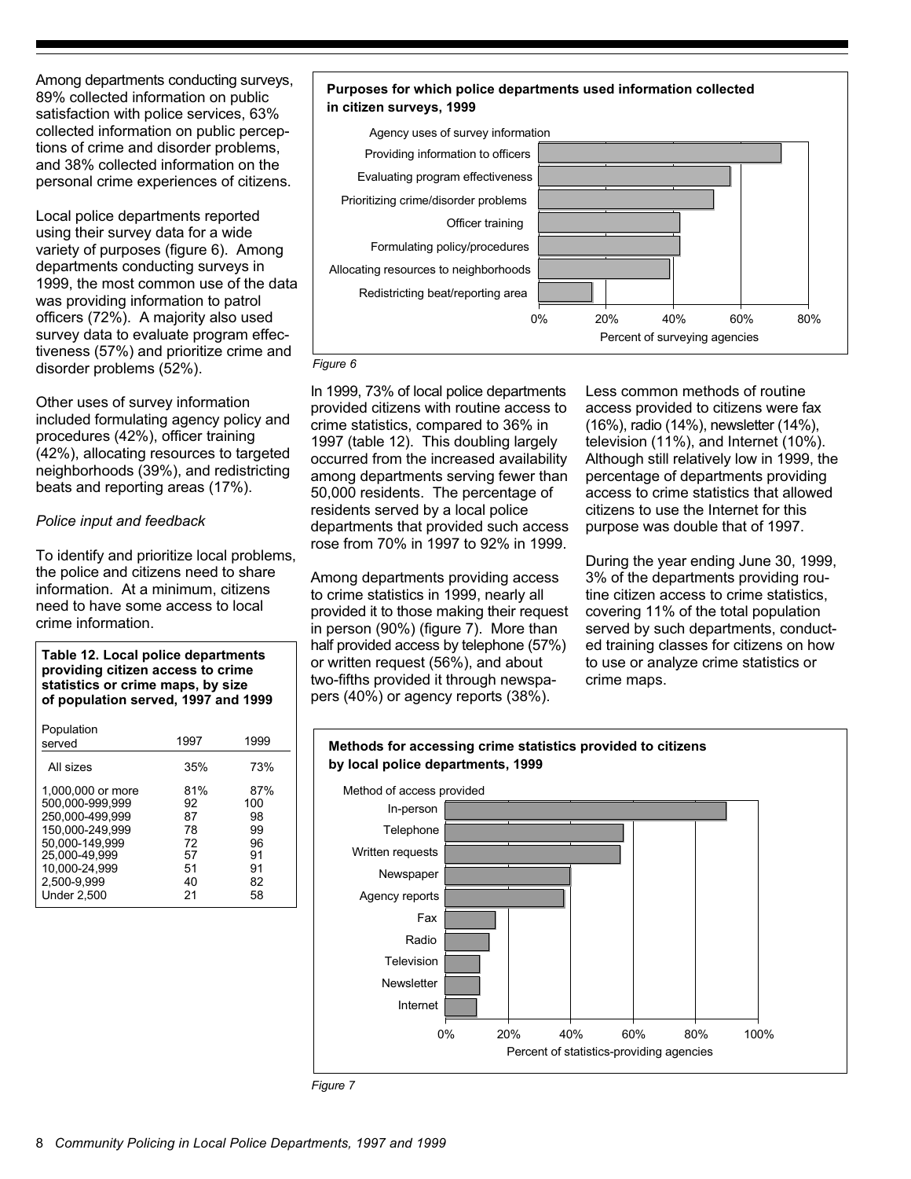Among departments conducting surveys, 89% collected information on public satisfaction with police services, 63% collected information on public perceptions of crime and disorder problems, and 38% collected information on the personal crime experiences of citizens.

Local police departments reported using their survey data for a wide variety of purposes (figure 6). Among departments conducting surveys in 1999, the most common use of the data was providing information to patrol officers (72%). A majority also used survey data to evaluate program effectiveness (57%) and prioritize crime and disorder problems (52%).

Other uses of survey information included formulating agency policy and procedures (42%), officer training (42%), allocating resources to targeted neighborhoods (39%), and redistricting beats and reporting areas (17%).

*Police input and feedback*

To identify and prioritize local problems, the police and citizens need to share information. At a minimum, citizens need to have some access to local crime information.

**Table 12. Local police departments providing citizen access to crime statistics or crime maps, by size of population served, 1997 and 1999**

| Population served | 1997 | 1999 |
|---|---|---|
| All sizes | 35% | 73% |
| 1,000,000 or more | 81% | 87% |
| 500,000-999,999 | 92 | 100 |
| 250,000-499,999 | 87 | 98 |
| 150,000-249,999 | 78 | 99 |
| 50,000-149,999 | 72 | 96 |
| 25,000-49,999 | 57 | 91 |
| 10,000-24,999 | 51 | 91 |
| 2,500-9,999 | 40 | 82 |
| Under 2,500 | 21 | 58 |

**Purposes for which police departments used information collected in citizen surveys, 1999**

Agency uses of survey information

Providing information to officers

Evaluating program effectiveness

Prioritizing crime/disorder problems

Officer training

Formulating policy/procedures

Allocating resources to neighborhoods

Redistricting beat/reporting area

0% 20% 40% 60% 80%

Percent of surveying agencies

*Figure 6*

In 1999, 73% of local police departments provided citizens with routine access to crime statistics, compared to 36% in 1997 (table 12). This doubling largely occurred from the increased availability among departments serving fewer than 50,000 residents. The percentage of residents served by a local police departments that provided such access rose from 70% in 1997 to 92% in 1999.

Among departments providing access to crime statistics in 1999, nearly all provided it to those making their request in person (90%) (figure 7). More than half provided access by telephone (57%) or written request (56%), and about two-fifths provided it through newspapers (40%) or agency reports (38%).

Less common methods of routine access provided to citizens were fax (16%), radio (14%), newsletter (14%), television (11%), and Internet (10%). Although still relatively low in 1999, the percentage of departments providing access to crime statistics that allowed citizens to use the Internet for this purpose was double that of 1997.

During the year ending June 30, 1999, 3% of the departments providing routine citizen access to crime statistics, covering 11% of the total population served by such departments, conducted training classes for citizens on how to use or analyze crime statistics or crime maps.

**Methods for accessing crime statistics provided to citizens by local police departments, 1999**

Method of access provided

In-person

Telephone

Written requests

Newspaper

Agency reports

Fax

Radio

Television

Newsletter

Internet

0% 20% 40% 60% 80% 100%

Percent of statistics-providing agencies

*Figure 7*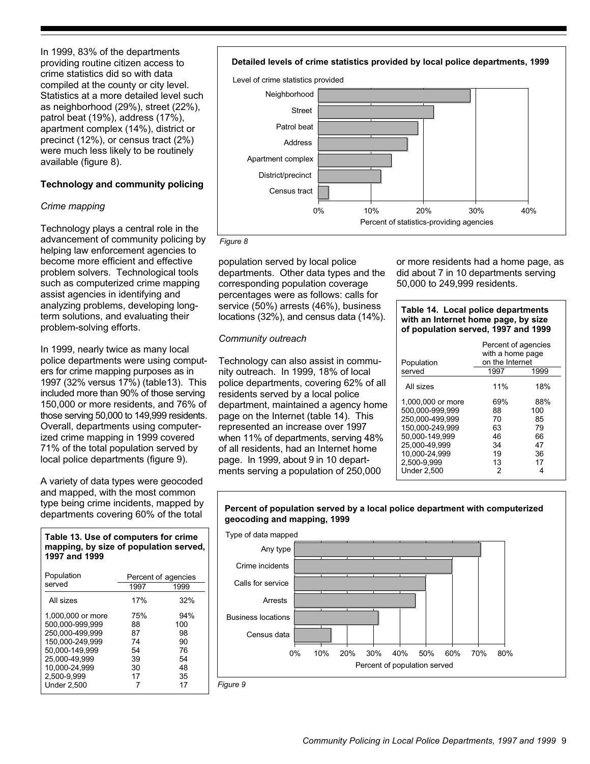In 1999, 83% of the departments providing routine citizen access to crime statistics did so with data compiled at the county or city level. Statistics at a more detailed level such as neighborhood (29%), street (22%), patrol beat (19%), address (17%), apartment complex (14%), district or precinct (12%), or census tract (2%) were much less likely to be routinely available (figure 8).

**Detailed levels of crime statistics provided by local police departments, 1999**

Level of crime statistics provided

Neighborhood
Street
Patrol beat
Address
Apartment complex
District/precinct
Census tract

0% 10% 20% 30% 40%

Percent of statistics-providing agencies

*Figure 8*

### Technology and community policing

*Crime mapping*

Technology plays a central role in the advancement of community policing by helping law enforcement agencies to become more efficient and effective problem solvers. Technological tools such as computerized crime mapping assist agencies in identifying and analyzing problems, developing long-term solutions, and evaluating their problem-solving efforts.

In 1999, nearly twice as many local police departments were using computers for crime mapping purposes as in 1997 (32% versus 17%) (table13). This included more than 90% of those serving 150,000 or more residents, and 76% of those serving 50,000 to 149,999 residents. Overall, departments using computerized crime mapping in 1999 covered 71% of the total population served by local police departments (figure 9).

A variety of data types were geocoded and mapped, with the most common type being crime incidents, mapped by departments covering 60% of the total population served by local police departments. Other data types and the corresponding population coverage percentages were as follows: calls for service (50%) arrests (46%), business locations (32%), and census data (14%).

**Table 13. Use of computers for crime mapping, by size of population served, 1997 and 1999**

| Population served | Percent of agencies | |
|---|---|---|
| | 1997 | 1999 |
| All sizes | 17% | 32% |
| 1,000,000 or more | 75% | 94% |
| 500,000-999,999 | 88 | 100 |
| 250,000-499,999 | 87 | 98 |
| 150,000-249,999 | 74 | 90 |
| 50,000-149,999 | 54 | 76 |
| 25,000-49,999 | 39 | 54 |
| 10,000-24,999 | 30 | 48 |
| 2,500-9,999 | 17 | 35 |
| Under 2,500 | 7 | 17 |

*Community outreach*

Technology can also assist in community outreach. In 1999, 18% of local police departments, covering 62% of all residents served by a local police department, maintained a agency home page on the Internet (table 14). This represented an increase over 1997 when 11% of departments, serving 48% of all residents, had an Internet home page. In 1999, about 9 in 10 departments serving a population of 250,000 or more residents had a home page, as did about 7 in 10 departments serving 50,000 to 249,999 residents.

**Table 14. Local police departments with an Internet home page, by size of population served, 1997 and 1999**

| Population served | Percent of agencies with a home page on the Internet | |
|---|---|---|
| | 1997 | 1999 |
| All sizes | 11% | 18% |
| 1,000,000 or more | 69% | 88% |
| 500,000-999,999 | 88 | 100 |
| 250,000-499,999 | 70 | 85 |
| 150,000-249,999 | 63 | 79 |
| 50,000-149,999 | 46 | 66 |
| 25,000-49,999 | 34 | 47 |
| 10,000-24,999 | 19 | 36 |
| 2,500-9,999 | 13 | 17 |
| Under 2,500 | 2 | 4 |

**Percent of population served by a local police department with computerized geocoding and mapping, 1999**

Type of data mapped

Any type
Crime incidents
Calls for service
Arrests
Business locations
Census data

0% 10% 20% 30% 40% 50% 60% 70% 80%

Percent of population served

*Figure 9*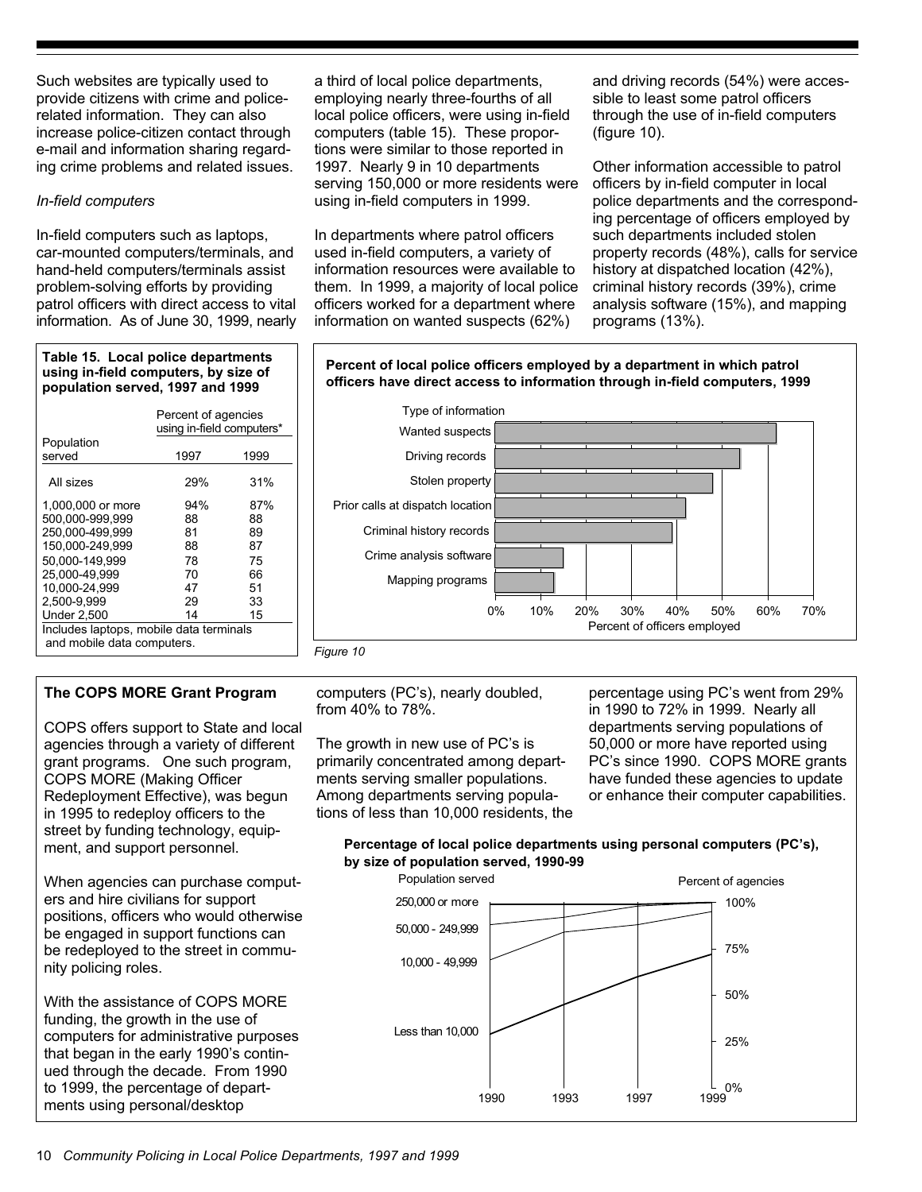Such websites are typically used to provide citizens with crime and police-related information. They can also increase police-citizen contact through e-mail and information sharing regarding crime problems and related issues.

*In-field computers*

In-field computers such as laptops, car-mounted computers/terminals, and hand-held computers/terminals assist problem-solving efforts by providing patrol officers with direct access to vital information. As of June 30, 1999, nearly a third of local police departments, employing nearly three-fourths of all local police officers, were using in-field computers (table 15). These proportions were similar to those reported in 1997. Nearly 9 in 10 departments serving 150,000 or more residents were using in-field computers in 1999.

In departments where patrol officers used in-field computers, a variety of information resources were available to them. In 1999, a majority of local police officers worked for a department where information on wanted suspects (62%) and driving records (54%) were accessible to least some patrol officers through the use of in-field computers (figure 10).

Other information accessible to patrol officers by in-field computer in local police departments and the corresponding percentage of officers employed by such departments included stolen property records (48%), calls for service history at dispatched location (42%), criminal history records (39%), crime analysis software (15%), and mapping programs (13%).

**Table 15. Local police departments using in-field computers, by size of population served, 1997 and 1999**

| Population served | Percent of agencies using in-field computers* | |
|---|---|---|
| | 1997 | 1999 |
| All sizes | 29% | 31% |
| 1,000,000 or more | 94% | 87% |
| 500,000-999,999 | 88 | 88 |
| 250,000-499,999 | 81 | 89 |
| 150,000-249,999 | 88 | 87 |
| 50,000-149,999 | 78 | 75 |
| 25,000-49,999 | 70 | 66 |
| 10,000-24,999 | 47 | 51 |
| 2,500-9,999 | 29 | 33 |
| Under 2,500 | 14 | 15 |

*Includes laptops, mobile data terminals and mobile data computers.

**Percent of local police officers employed by a department in which patrol officers have direct access to information through in-field computers, 1999**

Type of information
Wanted suspects
Driving records
Stolen property
Prior calls at dispatch location
Criminal history records
Crime analysis software
Mapping programs

0% 10% 20% 30% 40% 50% 60% 70%
Percent of officers employed

*Figure 10*

**The COPS MORE Grant Program**

COPS offers support to State and local agencies through a variety of different grant programs. One such program, COPS MORE (Making Officer Redeployment Effective), was begun in 1995 to redeploy officers to the street by funding technology, equipment, and support personnel.

When agencies can purchase computers and hire civilians for support positions, officers who would otherwise be engaged in support functions can be redeployed to the street in community policing roles.

With the assistance of COPS MORE funding, the growth in the use of computers for administrative purposes that began in the early 1990's continued through the decade. From 1990 to 1999, the percentage of departments using personal/desktop computers (PC's), nearly doubled, from 40% to 78%.

The growth in new use of PC's is primarily concentrated among departments serving smaller populations. Among departments serving populations of less than 10,000 residents, the percentage using PC's went from 29% in 1990 to 72% in 1999. Nearly all departments serving populations of 50,000 or more have reported using PC's since 1990. COPS MORE grants have funded these agencies to update or enhance their computer capabilities.

**Percentage of local police departments using personal computers (PC's), by size of population served, 1990-99**

Population served
250,000 or more
50,000 - 249,999
10,000 - 49,999
Less than 10,000

Percent of agencies
100%
75%
50%
25%
0%

1990 1993 1997 1999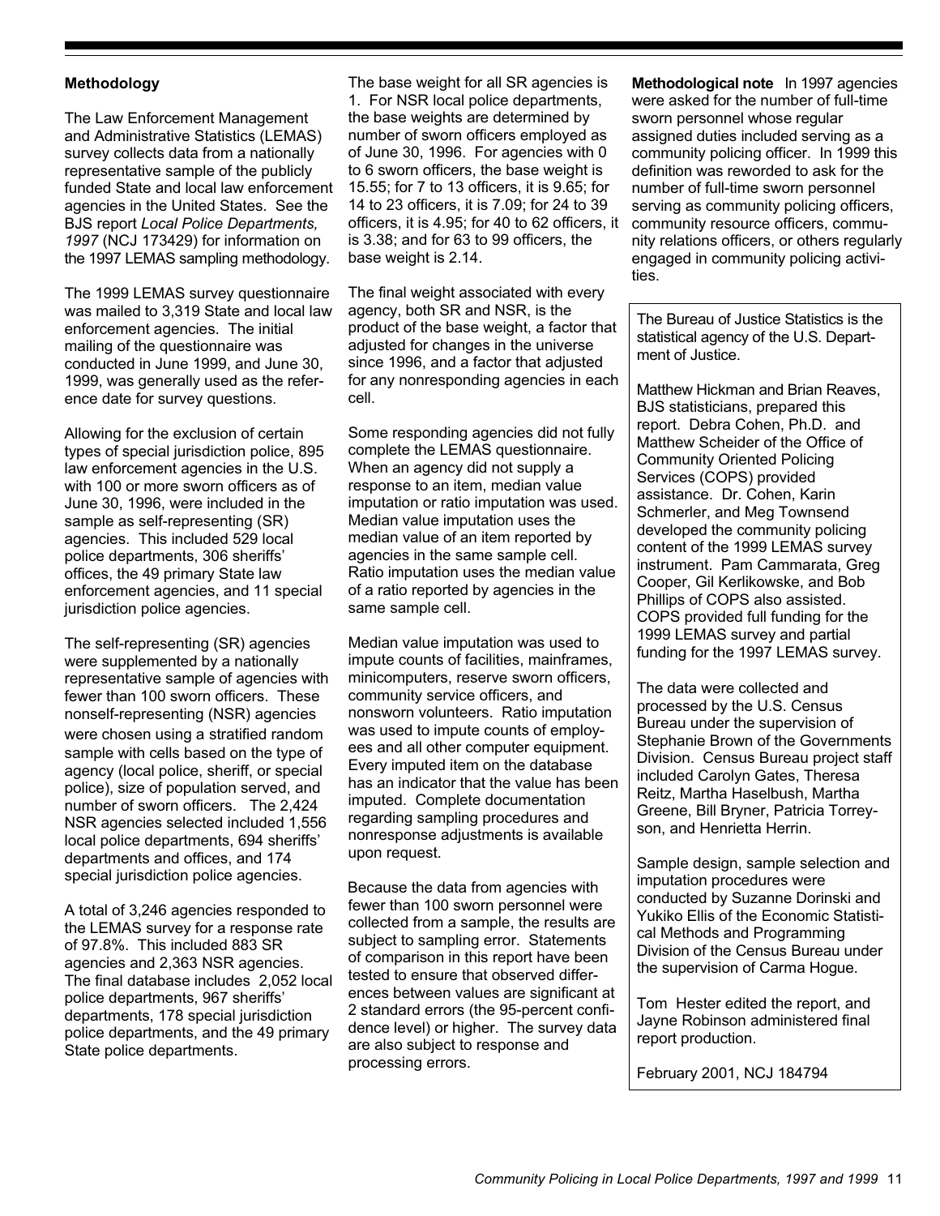## Methodology

The Law Enforcement Management and Administrative Statistics (LEMAS) survey collects data from a nationally representative sample of the publicly funded State and local law enforcement agencies in the United States. See the BJS report *Local Police Departments, 1997* (NCJ 173429) for information on the 1997 LEMAS sampling methodology.

The 1999 LEMAS survey questionnaire was mailed to 3,319 State and local law enforcement agencies. The initial mailing of the questionnaire was conducted in June 1999, and June 30, 1999, was generally used as the reference date for survey questions.

Allowing for the exclusion of certain types of special jurisdiction police, 895 law enforcement agencies in the U.S. with 100 or more sworn officers as of June 30, 1996, were included in the sample as self-representing (SR) agencies. This included 529 local police departments, 306 sheriffs' offices, the 49 primary State law enforcement agencies, and 11 special jurisdiction police agencies.

The self-representing (SR) agencies were supplemented by a nationally representative sample of agencies with fewer than 100 sworn officers. These nonself-representing (NSR) agencies were chosen using a stratified random sample with cells based on the type of agency (local police, sheriff, or special police), size of population served, and number of sworn officers. The 2,424 NSR agencies selected included 1,556 local police departments, 694 sheriffs' departments and offices, and 174 special jurisdiction police agencies.

A total of 3,246 agencies responded to the LEMAS survey for a response rate of 97.8%. This included 883 SR agencies and 2,363 NSR agencies. The final database includes 2,052 local police departments, 967 sheriffs' departments, 178 special jurisdiction police departments, and the 49 primary State police departments.

The base weight for all SR agencies is 1. For NSR local police departments, the base weights are determined by number of sworn officers employed as of June 30, 1996. For agencies with 0 to 6 sworn officers, the base weight is 15.55; for 7 to 13 officers, it is 9.65; for 14 to 23 officers, it is 7.09; for 24 to 39 officers, it is 4.95; for 40 to 62 officers, it is 3.38; and for 63 to 99 officers, the base weight is 2.14.

The final weight associated with every agency, both SR and NSR, is the product of the base weight, a factor that adjusted for changes in the universe since 1996, and a factor that adjusted for any nonresponding agencies in each cell.

Some responding agencies did not fully complete the LEMAS questionnaire. When an agency did not supply a response to an item, median value imputation or ratio imputation was used. Median value imputation uses the median value of an item reported by agencies in the same sample cell. Ratio imputation uses the median value of a ratio reported by agencies in the same sample cell.

Median value imputation was used to impute counts of facilities, mainframes, minicomputers, reserve sworn officers, community service officers, and nonsworn volunteers. Ratio imputation was used to impute counts of employees and all other computer equipment. Every imputed item on the database has an indicator that the value has been imputed. Complete documentation regarding sampling procedures and nonresponse adjustments is available upon request.

Because the data from agencies with fewer than 100 sworn personnel were collected from a sample, the results are subject to sampling error. Statements of comparison in this report have been tested to ensure that observed differences between values are significant at 2 standard errors (the 95-percent confidence level) or higher. The survey data are also subject to response and processing errors.

**Methodological note** In 1997 agencies were asked for the number of full-time sworn personnel whose regular assigned duties included serving as a community policing officer. In 1999 this definition was reworded to ask for the number of full-time sworn personnel serving as community policing officers, community resource officers, community relations officers, or others regularly engaged in community policing activities.

The Bureau of Justice Statistics is the statistical agency of the U.S. Department of Justice.

Matthew Hickman and Brian Reaves, BJS statisticians, prepared this report. Debra Cohen, Ph.D. and Matthew Scheider of the Office of Community Oriented Policing Services (COPS) provided assistance. Dr. Cohen, Karin Schmerler, and Meg Townsend developed the community policing content of the 1999 LEMAS survey instrument. Pam Cammarata, Greg Cooper, Gil Kerlikowske, and Bob Phillips of COPS also assisted. COPS provided full funding for the 1999 LEMAS survey and partial funding for the 1997 LEMAS survey.

The data were collected and processed by the U.S. Census Bureau under the supervision of Stephanie Brown of the Governments Division. Census Bureau project staff included Carolyn Gates, Theresa Reitz, Martha Haselbush, Martha Greene, Bill Bryner, Patricia Torreyson, and Henrietta Herrin.

Sample design, sample selection and imputation procedures were conducted by Suzanne Dorinski and Yukiko Ellis of the Economic Statistical Methods and Programming Division of the Census Bureau under the supervision of Carma Hogue.

Tom Hester edited the report, and Jayne Robinson administered final report production.

February 2001, NCJ 184794